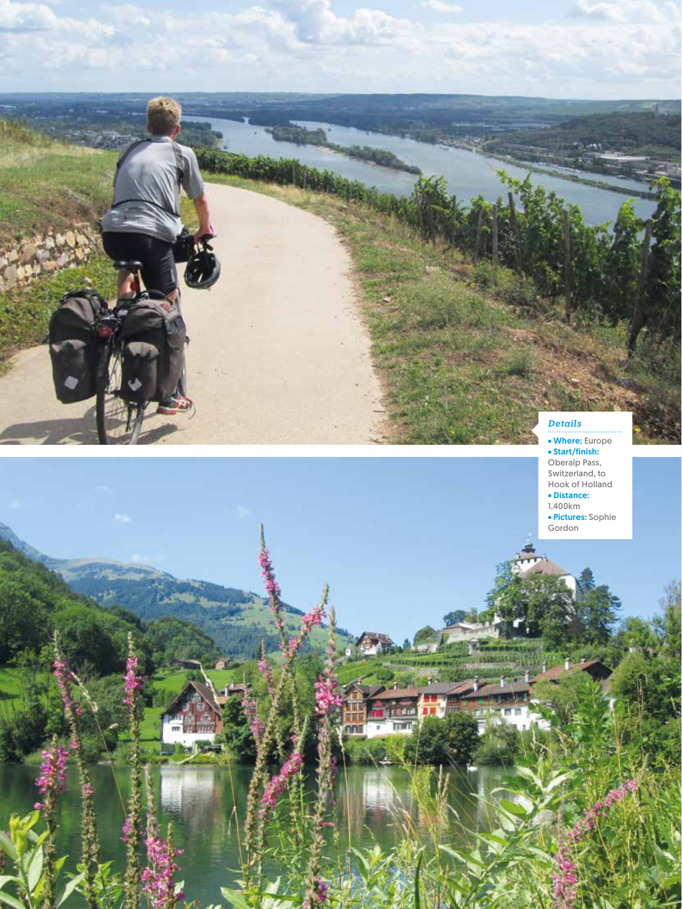*Details*

- **Where:** Europe
- **Start/finish:** Oberalp Pass, Switzerland, to Hook of Holland
- **Distance:** 1,400km
- **Pictures:** Sophie Gordon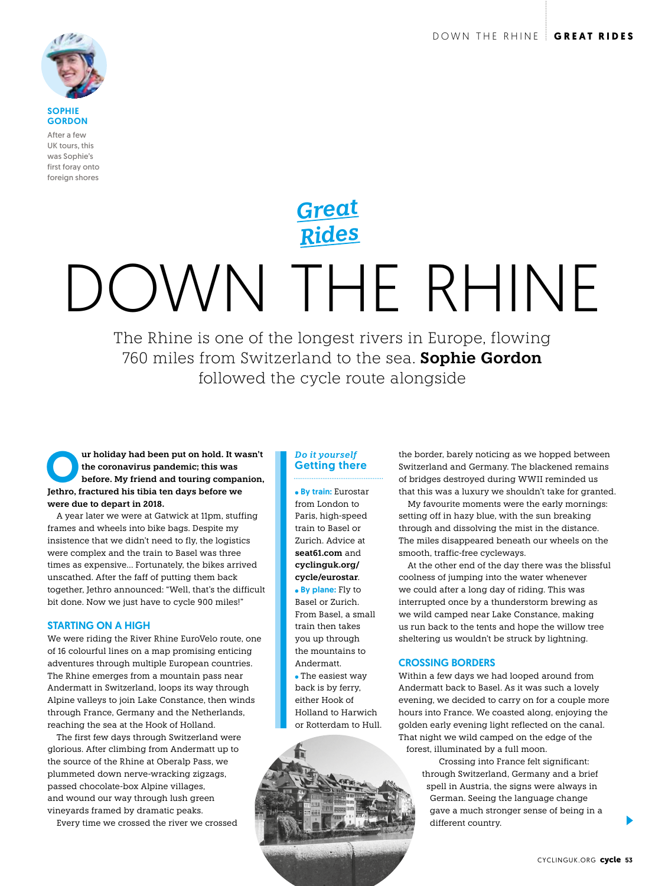**SOPHIE GORDON**

After a few UK tours, this was Sophie's first foray onto foreign shores

*Great Rides*

# DOWN THE RHINE

The Rhine is one of the longest rivers in Europe, flowing 760 miles from Switzerland to the sea. **Sophie Gordon** followed the cycle route alongside

**Our holiday had been put on hold. It wasn't the coronavirus pandemic; this was before. My friend and touring companion, Jethro, fractured his tibia ten days before we were due to depart in 2018.**

A year later we were at Gatwick at 11pm, stuffing frames and wheels into bike bags. Despite my insistence that we didn't need to fly, the logistics were complex and the train to Basel was three times as expensive… Fortunately, the bikes arrived unscathed. After the faff of putting them back together, Jethro announced: "Well, that's the difficult bit done. Now we just have to cycle 900 miles!"

## STARTING ON A HIGH

We were riding the River Rhine EuroVelo route, one of 16 colourful lines on a map promising enticing adventures through multiple European countries. The Rhine emerges from a mountain pass near Andermatt in Switzerland, loops its way through Alpine valleys to join Lake Constance, then winds through France, Germany and the Netherlands, reaching the sea at the Hook of Holland.

The first few days through Switzerland were glorious. After climbing from Andermatt up to the source of the Rhine at Oberalp Pass, we plummeted down nerve-wracking zigzags, passed chocolate-box Alpine villages, and wound our way through lush green vineyards framed by dramatic peaks.

Every time we crossed the river we crossed the border, barely noticing as we hopped between Switzerland and Germany. The blackened remains of bridges destroyed during WWII reminded us that this was a luxury we shouldn't take for granted.

My favourite moments were the early mornings: setting off in hazy blue, with the sun breaking through and dissolving the mist in the distance. The miles disappeared beneath our wheels on the smooth, traffic-free cycleways.

At the other end of the day there was the blissful coolness of jumping into the water whenever we could after a long day of riding. This was interrupted once by a thunderstorm brewing as we wild camped near Lake Constance, making us run back to the tents and hope the willow tree sheltering us wouldn't be struck by lightning.

## CROSSING BORDERS

Within a few days we had looped around from Andermatt back to Basel. As it was such a lovely evening, we decided to carry on for a couple more hours into France. We coasted along, enjoying the golden early evening light reflected on the canal. That night we wild camped on the edge of the forest, illuminated by a full moon.

Crossing into France felt significant: through Switzerland, Germany and a brief spell in Austria, the signs were always in German. Seeing the language change gave a much stronger sense of being in a different country.

---

*Do it yourself*

### Getting there

- **By train:** Eurostar from London to Paris, high-speed train to Basel or Zurich. Advice at **seat61.com** and **cyclinguk.org/cycle/eurostar**.
- **By plane:** Fly to Basel or Zurich. From Basel, a small train then takes you up through the mountains to Andermatt.
- The easiest way back is by ferry, either Hook of Holland to Harwich or Rotterdam to Hull.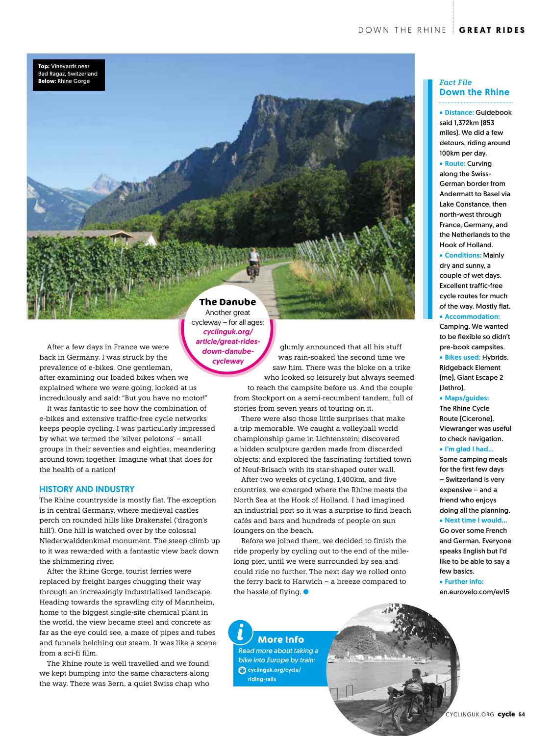Top: Vineyards near Bad Ragaz, Switzerland
Below: Rhine Gorge

**The Danube**
Another great cycleway – for all ages: *cyclinguk.org/article/great-rides-down-danube-cycleway*

After a few days in France we were back in Germany. I was struck by the prevalence of e-bikes. One gentleman, after examining our loaded bikes when we explained where we were going, looked at us incredulously and said: "But you have no motor!"

It was fantastic to see how the combination of e-bikes and extensive traffic-free cycle networks keeps people cycling. I was particularly impressed by what we termed the 'silver pelotons' – small groups in their seventies and eighties, meandering around town together. Imagine what that does for the health of a nation!

## HISTORY AND INDUSTRY

The Rhine countryside is mostly flat. The exception is in central Germany, where medieval castles perch on rounded hills like Drakensfel ('dragon's hill'). One hill is watched over by the colossal Niederwalddenkmal monument. The steep climb up to it was rewarded with a fantastic view back down the shimmering river.

After the Rhine Gorge, tourist ferries were replaced by freight barges chugging their way through an increasingly industrialised landscape. Heading towards the sprawling city of Mannheim, home to the biggest single-site chemical plant in the world, the view became steel and concrete as far as the eye could see, a maze of pipes and tubes and funnels belching out steam. It was like a scene from a sci-fi film.

The Rhine route is well travelled and we found we kept bumping into the same characters along the way. There was Bern, a quiet Swiss chap who glumly announced that all his stuff was rain-soaked the second time we saw him. There was the bloke on a trike who looked so leisurely but always seemed to reach the campsite before us. And the couple from Stockport on a semi-recumbent tandem, full of stories from seven years of touring on it.

There were also those little surprises that make a trip memorable. We caught a volleyball world championship game in Lichtenstein; discovered a hidden sculpture garden made from discarded objects; and explored the fascinating fortified town of Neuf-Brisach with its star-shaped outer wall.

After two weeks of cycling, 1,400km, and five countries, we emerged where the Rhine meets the North Sea at the Hook of Holland. I had imagined an industrial port so it was a surprise to find beach cafés and bars and hundreds of people on sun loungers on the beach.

Before we joined them, we decided to finish the ride properly by cycling out to the end of the mile-long pier, until we were surrounded by sea and could ride no further. The next day we rolled onto the ferry back to Harwich – a breeze compared to the hassle of flying.

**More Info**
*Read more about taking a bike into Europe by train:*
cyclinguk.org/cycle/riding-rails

### *Fact File*
### Down the Rhine

- **Distance:** Guidebook said 1,372km (853 miles). We did a few detours, riding around 100km per day.
- **Route:** Curving along the Swiss-German border from Andermatt to Basel via Lake Constance, then north-west through France, Germany, and the Netherlands to the Hook of Holland.
- **Conditions:** Mainly dry and sunny, a couple of wet days. Excellent traffic-free cycle routes for much of the way. Mostly flat.
- **Accommodation:** Camping. We wanted to be flexible so didn't pre-book campsites.
- **Bikes used:** Hybrids. Ridgeback Element (me), Giant Escape 2 (Jethro).
- **Maps/guides:** The Rhine Cycle Route (Cicerone). Viewranger was useful to check navigation.
- **I'm glad I had...** Some camping meals for the first few days – Switzerland is very expensive – and a friend who enjoys doing all the planning.
- **Next time I would...** Go over some French and German. Everyone speaks English but I'd like to be able to say a few basics.
- **Further info:** en.eurovelo.com/ev15